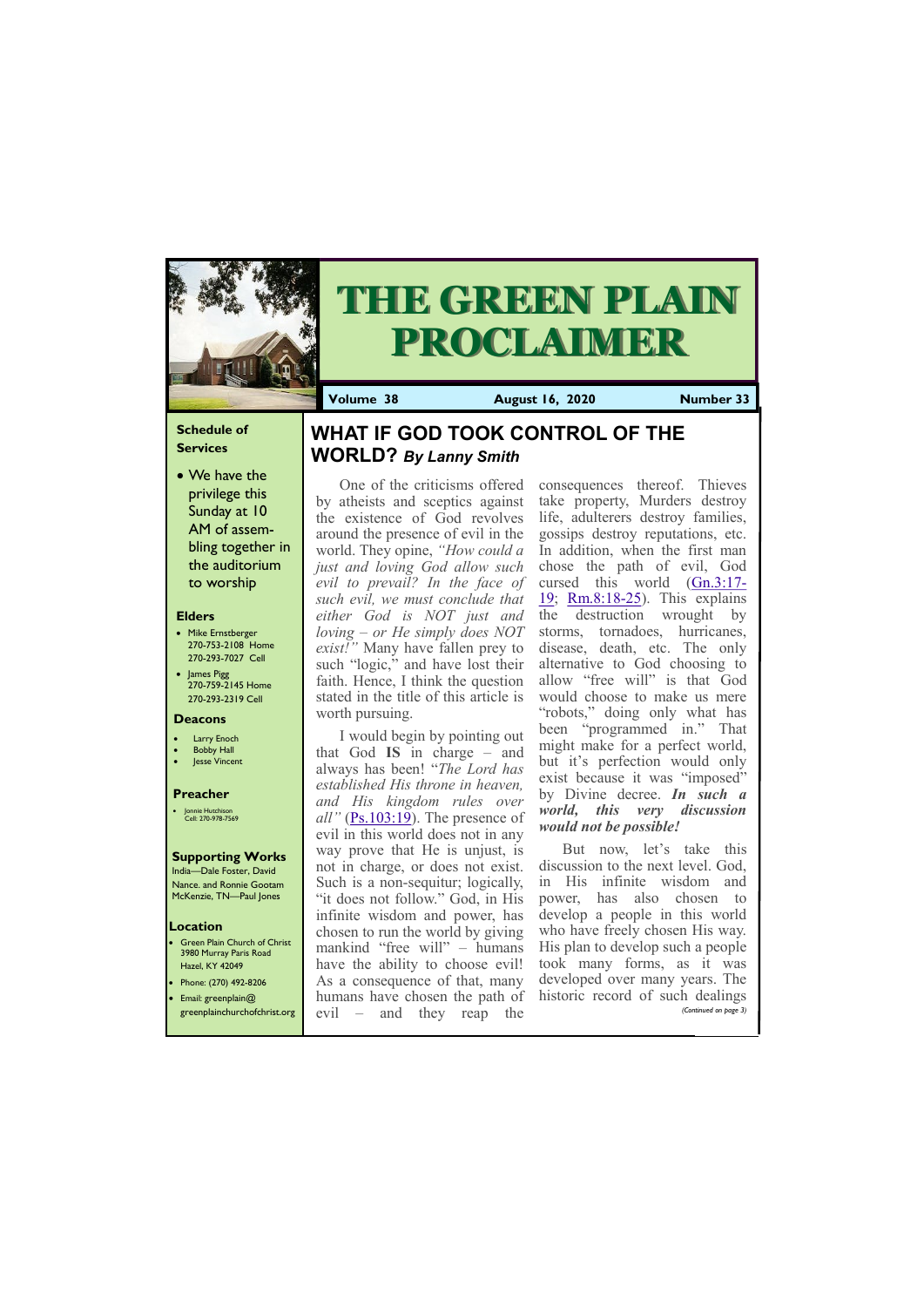# THE GREEN PLAIN PROCLAIMER

**Volume 38** | **August 16, 2020** | **Number 33**

## Schedule of Services

- We have the privilege this Sunday at 10 AM of assembling together in the auditorium to worship

### Elders

- Mike Ernstberger 270-753-2108 Home 270-293-7027 Cell
- James Pigg 270-759-2145 Home 270-293-2319 Cell

### Deacons

- Larry Enoch
- Bobby Hall
- Jesse Vincent

### Preacher

- Jonnie Hutchison Cell: 270-978-7569

### Supporting Works

India—Dale Foster, David Nance. and Ronnie Gootam McKenzie, TN—Paul Jones

### Location

- Green Plain Church of Christ 3980 Murray Paris Road Hazel, KY 42049
- Phone: (270) 492-8206
- Email: greenplain@greenplainchurchofchrist.org

## WHAT IF GOD TOOK CONTROL OF THE WORLD? *By Lanny Smith*

One of the criticisms offered by atheists and sceptics against the existence of God revolves around the presence of evil in the world. They opine, *"How could a just and loving God allow such evil to prevail? In the face of such evil, we must conclude that either God is NOT just and loving – or He simply does NOT exist!"* Many have fallen prey to such "logic," and have lost their faith. Hence, I think the question stated in the title of this article is worth pursuing.

I would begin by pointing out that God **IS** in charge – and always has been! "*The Lord has established His throne in heaven, and His kingdom rules over all"* (Ps.103:19). The presence of evil in this world does not in any way prove that He is unjust, is not in charge, or does not exist. Such is a non-sequitur; logically, "it does not follow." God, in His infinite wisdom and power, has chosen to run the world by giving mankind "free will" – humans have the ability to choose evil! As a consequence of that, many humans have chosen the path of evil – and they reap the consequences thereof. Thieves take property, Murders destroy life, adulterers destroy families, gossips destroy reputations, etc. In addition, when the first man chose the path of evil, God cursed this world (Gn.3:17-19; Rm.8:18-25). This explains the destruction wrought by storms, tornadoes, hurricanes, disease, death, etc. The only alternative to God choosing to allow "free will" is that God would choose to make us mere "robots," doing only what has been "programmed in." That might make for a perfect world, but it's perfection would only exist because it was "imposed" by Divine decree. ***In such a world, this very discussion would not be possible!***

But now, let's take this discussion to the next level. God, in His infinite wisdom and power, has also chosen to develop a people in this world who have freely chosen His way. His plan to develop such a people took many forms, as it was developed over many years. The historic record of such dealings

*(Continued on page 3)*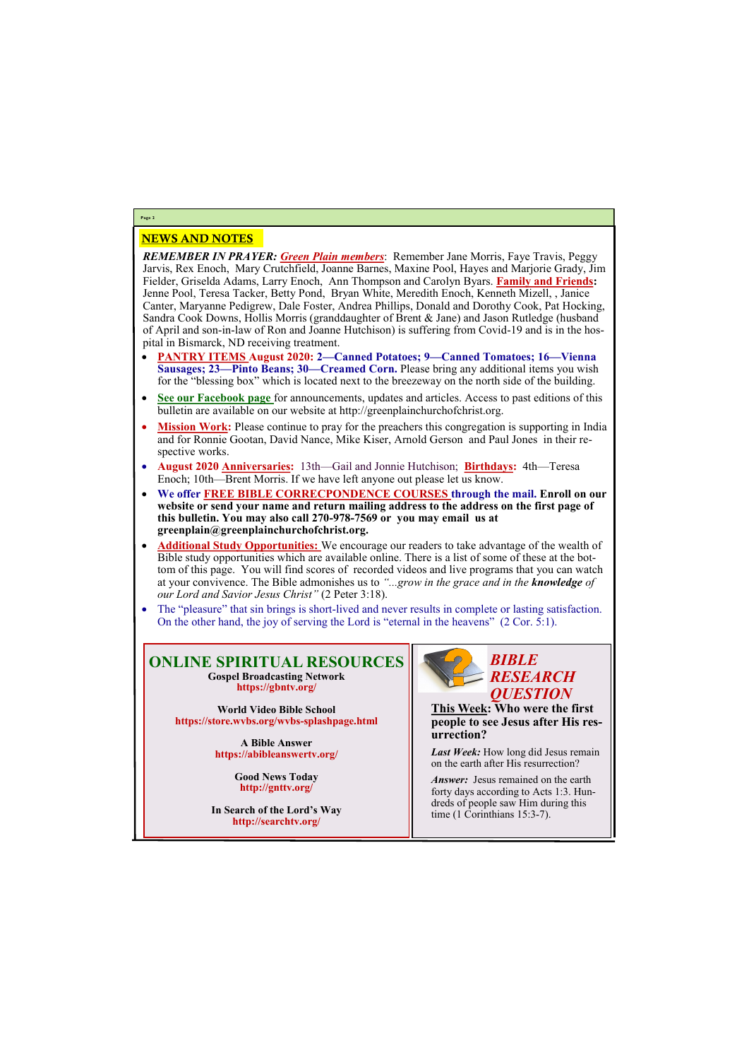## NEWS AND NOTES

***REMEMBER IN PRAYER:*** ***Green Plain members***: Remember Jane Morris, Faye Travis, Peggy Jarvis, Rex Enoch, Mary Crutchfield, Joanne Barnes, Maxine Pool, Hayes and Marjorie Grady, Jim Fielder, Griselda Adams, Larry Enoch, Ann Thompson and Carolyn Byars. **Family and Friends:** Jenne Pool, Teresa Tacker, Betty Pond, Bryan White, Meredith Enoch, Kenneth Mizell, , Janice Canter, Maryanne Pedigrew, Dale Foster, Andrea Phillips, Donald and Dorothy Cook, Pat Hocking, Sandra Cook Downs, Hollis Morris (granddaughter of Brent & Jane) and Jason Rutledge (husband of April and son-in-law of Ron and Joanne Hutchison) is suffering from Covid-19 and is in the hospital in Bismarck, ND receiving treatment.

- **PANTRY ITEMS August 2020: 2—Canned Potatoes; 9—Canned Tomatoes; 16—Vienna Sausages; 23—Pinto Beans; 30—Creamed Corn.** Please bring any additional items you wish for the "blessing box" which is located next to the breezeway on the north side of the building.
- **See our Facebook page** for announcements, updates and articles. Access to past editions of this bulletin are available on our website at http://greenplainchurchofchrist.org.
- **Mission Work:** Please continue to pray for the preachers this congregation is supporting in India and for Ronnie Gootan, David Nance, Mike Kiser, Arnold Gerson and Paul Jones in their respective works.
- **August 2020 Anniversaries:** 13th—Gail and Jonnie Hutchison; **Birthdays:** 4th—Teresa Enoch; 10th—Brent Morris. If we have left anyone out please let us know.
- **We offer FREE BIBLE CORRECPONDENCE COURSES through the mail. Enroll on our website or send your name and return mailing address to the address on the first page of this bulletin. You may also call 270-978-7569 or you may email us at greenplain@greenplainchurchofchrist.org.**
- **Additional Study Opportunities:** We encourage our readers to take advantage of the wealth of Bible study opportunities which are available online. There is a list of some of these at the bottom of this page. You will find scores of recorded videos and live programs that you can watch at your convivence. The Bible admonishes us to *"...grow in the grace and in the* ***knowledge*** *of our Lord and Savior Jesus Christ"* (2 Peter 3:18).
- The "pleasure" that sin brings is short-lived and never results in complete or lasting satisfaction. On the other hand, the joy of serving the Lord is "eternal in the heavens" (2 Cor. 5:1).

## ONLINE SPIRITUAL RESOURCES

**Gospel Broadcasting Network**
**https://gbntv.org/**

**World Video Bible School**
**https://store.wvbs.org/wvbs-splashpage.html**

**A Bible Answer**
**https://abibleanswertv.org/**

**Good News Today**
**http://gnttv.org/**

**In Search of the Lord's Way**
**http://searchtv.org/**

## *BIBLE RESEARCH QUESTION*

**This Week: Who were the first people to see Jesus after His resurrection?**

***Last Week:*** How long did Jesus remain on the earth after His resurrection?

***Answer:*** Jesus remained on the earth forty days according to Acts 1:3. Hundreds of people saw Him during this time (1 Corinthians 15:3-7).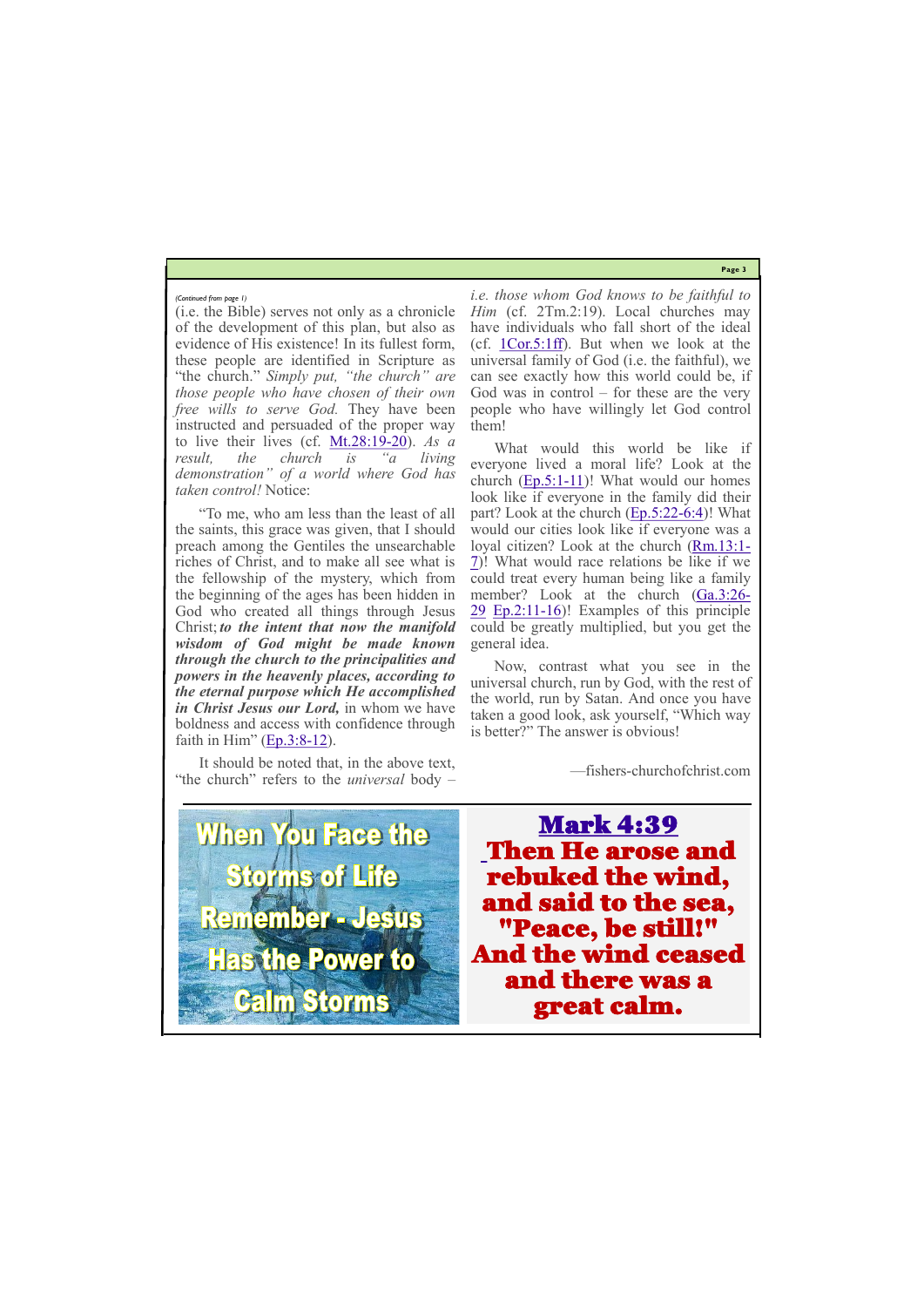*(Continued from page 1)*

(i.e. the Bible) serves not only as a chronicle of the development of this plan, but also as evidence of His existence! In its fullest form, these people are identified in Scripture as "the church." *Simply put, "the church" are those people who have chosen of their own free wills to serve God.* They have been instructed and persuaded of the proper way to live their lives (cf. Mt.28:19-20). *As a result, the church is "a living demonstration" of a world where God has taken control!* Notice:

"To me, who am less than the least of all the saints, this grace was given, that I should preach among the Gentiles the unsearchable riches of Christ, and to make all see what is the fellowship of the mystery, which from the beginning of the ages has been hidden in God who created all things through Jesus Christ; ***to the intent that now the manifold wisdom of God might be made known through the church to the principalities and powers in the heavenly places, according to the eternal purpose which He accomplished in Christ Jesus our Lord,*** in whom we have boldness and access with confidence through faith in Him" (Ep.3:8-12).

It should be noted that, in the above text, "the church" refers to the *universal* body – *i.e. those whom God knows to be faithful to Him* (cf. 2Tm.2:19). Local churches may have individuals who fall short of the ideal (cf. 1Cor.5:1ff). But when we look at the universal family of God (i.e. the faithful), we can see exactly how this world could be, if God was in control – for these are the very people who have willingly let God control them!

What would this world be like if everyone lived a moral life? Look at the church (Ep.5:1-11)! What would our homes look like if everyone in the family did their part? Look at the church (Ep.5:22-6:4)! What would our cities look like if everyone was a loyal citizen? Look at the church (Rm.13:1-7)! What would race relations be like if we could treat every human being like a family member? Look at the church (Ga.3:26-29 Ep.2:11-16)! Examples of this principle could be greatly multiplied, but you get the general idea.

Now, contrast what you see in the universal church, run by God, with the rest of the world, run by Satan. And once you have taken a good look, ask yourself, "Which way is better?" The answer is obvious!

—fishers-churchofchrist.com

---

When You Face the Storms of Life Remember - Jesus Has the Power to Calm Storms

**Mark 4:39**

**Then He arose and rebuked the wind, and said to the sea, "Peace, be still!" And the wind ceased and there was a great calm.**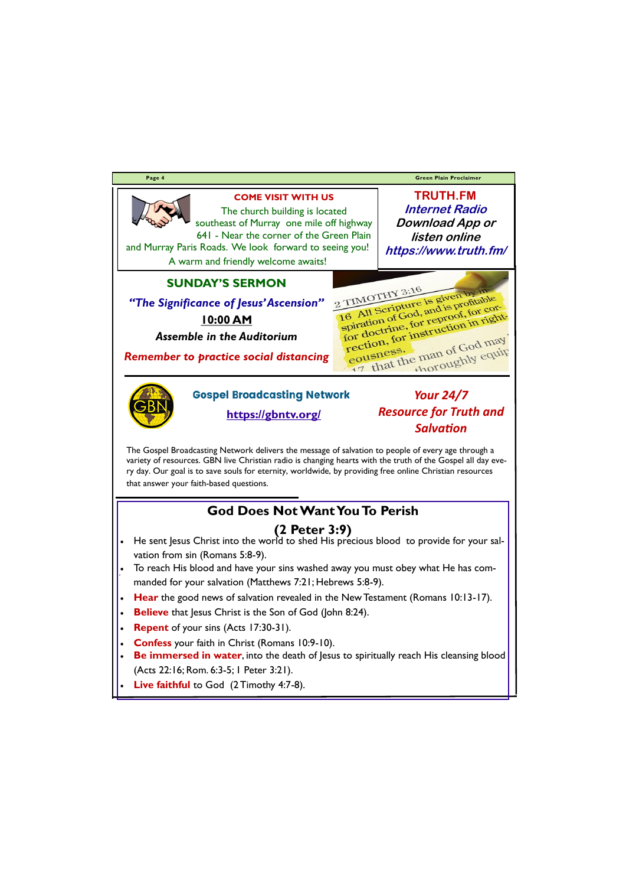## COME VISIT WITH US

The church building is located southeast of Murray one mile off highway 641 - Near the corner of the Green Plain and Murray Paris Roads. We look forward to seeing you! A warm and friendly welcome awaits!

## TRUTH.FM

***Internet Radio***

***Download App or listen online***

***https://www.truth.fm/***

## SUNDAY'S SERMON

***"The Significance of Jesus' Ascension"***

**10:00 AM**

***Assemble in the Auditorium***

***Remember to practice social distancing***

2 TIMOTHY 3:16

16 All Scripture is given by inspiration of God, and is profitable for doctrine, for reproof, for correction, for instruction in righteousness.

17 that the man of God may thoroughly equip

## Gospel Broadcasting Network

https://gbntv.org/

***Your 24/7 Resource for Truth and Salvation***

The Gospel Broadcasting Network delivers the message of salvation to people of every age through a variety of resources. GBN live Christian radio is changing hearts with the truth of the Gospel all day every day. Our goal is to save souls for eternity, worldwide, by providing free online Christian resources that answer your faith-based questions.

## God Does Not Want You To Perish (2 Peter 3:9)

- He sent Jesus Christ into the world to shed His precious blood to provide for your salvation from sin (Romans 5:8-9).
- To reach His blood and have your sins washed away you must obey what He has commanded for your salvation (Matthews 7:21; Hebrews 5:8-9).
- **Hear** the good news of salvation revealed in the New Testament (Romans 10:13-17).
- **Believe** that Jesus Christ is the Son of God (John 8:24).
- **Repent** of your sins (Acts 17:30-31).
- **Confess** your faith in Christ (Romans 10:9-10).
- **Be immersed in water**, into the death of Jesus to spiritually reach His cleansing blood (Acts 22:16; Rom. 6:3-5; I Peter 3:21).
- **Live faithful** to God (2 Timothy 4:7-8).